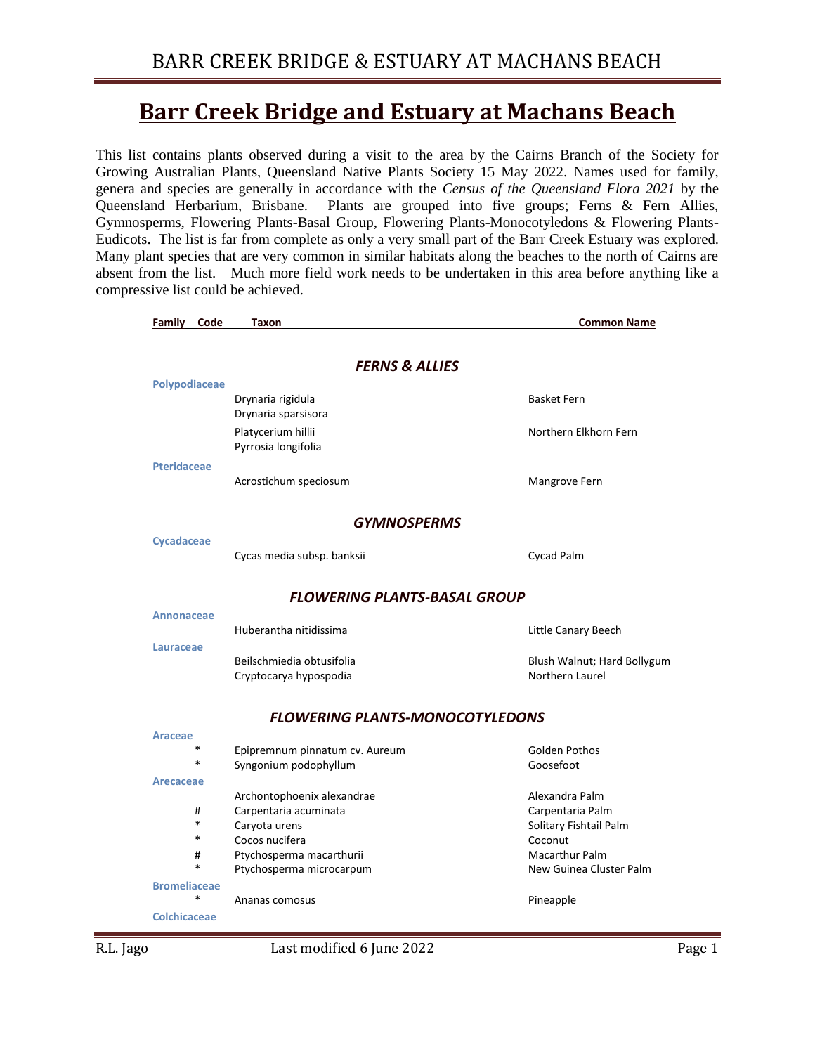# Barr Creek Bridge and Estuary at Machans Beach

This list contains plants observed during a visit to the area by the Cairns Branch of the Society for Growing Australian Plants, Queensland Native Plants Society 15 May 2022. Names used for family, genera and species are generally in accordance with the *Census of the Queensland Flora 2021* by the Queensland Herbarium, Brisbane. Plants are grouped into five groups; Ferns & Fern Allies, Gymnosperms, Flowering Plants-Basal Group, Flowering Plants-Monocotyledons & Flowering Plants-Eudicots. The list is far from complete as only a very small part of the Barr Creek Estuary was explored. Many plant species that are very common in similar habitats along the beaches to the north of Cairns are absent from the list. Much more field work needs to be undertaken in this area before anything like a compressive list could be achieved.

| Family | Code | Taxon | Common Name |
|---|---|---|---|
| | | ***FERNS & ALLIES*** | |
| **Polypodiaceae** | | | |
| | | Drynaria rigidula | Basket Fern |
| | | Drynaria sparsisora | |
| | | Platycerium hillii | Northern Elkhorn Fern |
| | | Pyrrosia longifolia | |
| **Pteridaceae** | | | |
| | | Acrostichum speciosum | Mangrove Fern |
| | | ***GYMNOSPERMS*** | |
| **Cycadaceae** | | | |
| | | Cycas media subsp. banksii | Cycad Palm |
| | | ***FLOWERING PLANTS-BASAL GROUP*** | |
| **Annonaceae** | | | |
| | | Huberantha nitidissima | Little Canary Beech |
| **Lauraceae** | | | |
| | | Beilschmiedia obtusifolia | Blush Walnut; Hard Bollygum |
| | | Cryptocarya hypospodia | Northern Laurel |
| | | ***FLOWERING PLANTS-MONOCOTYLEDONS*** | |
| **Araceae** | | | |
| | * | Epipremnum pinnatum cv. Aureum | Golden Pothos |
| | * | Syngonium podophyllum | Goosefoot |
| **Arecaceae** | | | |
| | | Archontophoenix alexandrae | Alexandra Palm |
| | # | Carpentaria acuminata | Carpentaria Palm |
| | * | Caryota urens | Solitary Fishtail Palm |
| | * | Cocos nucifera | Coconut |
| | # | Ptychosperma macarthurii | Macarthur Palm |
| | * | Ptychosperma microcarpum | New Guinea Cluster Palm |
| **Bromeliaceae** | | | |
| | * | Ananas comosus | Pineapple |
| **Colchicaceae** | | | |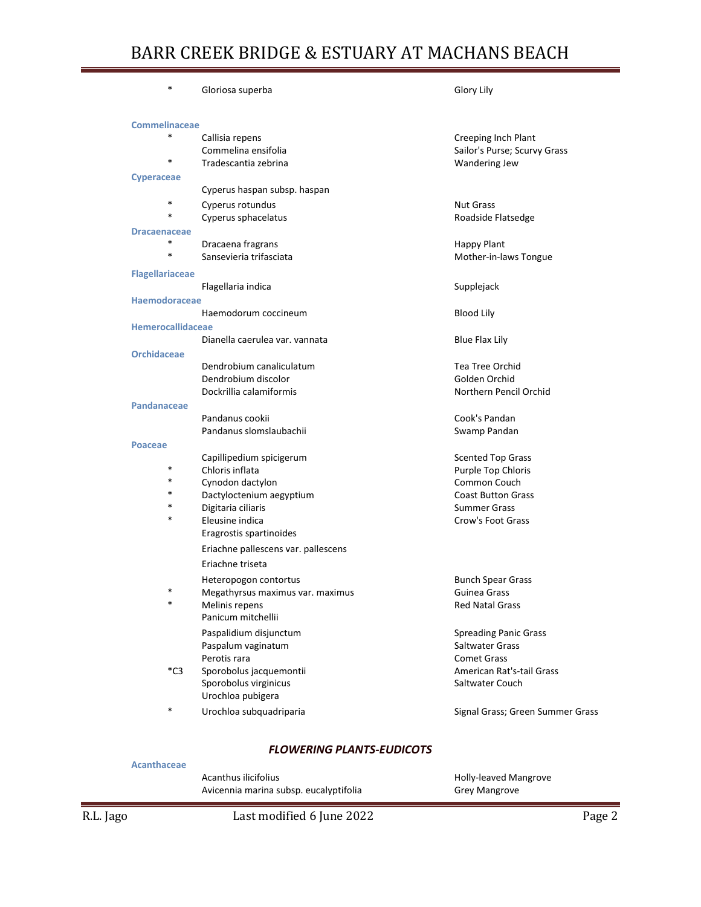| | | | |
|---|---|---|---|
| | * | Gloriosa superba | Glory Lily |
| **Commelinaceae** | | | |
| | * | Callisia repens | Creeping Inch Plant |
| | | Commelina ensifolia | Sailor's Purse; Scurvy Grass |
| | * | Tradescantia zebrina | Wandering Jew |
| **Cyperaceae** | | | |
| | | Cyperus haspan subsp. haspan | |
| | * | Cyperus rotundus | Nut Grass |
| | * | Cyperus sphacelatus | Roadside Flatsedge |
| **Dracaenaceae** | | | |
| | * | Dracaena fragrans | Happy Plant |
| | * | Sansevieria trifasciata | Mother-in-laws Tongue |
| **Flagellariaceae** | | | |
| | | Flagellaria indica | Supplejack |
| **Haemodoraceae** | | | |
| | | Haemodorum coccineum | Blood Lily |
| **Hemerocallidaceae** | | | |
| | | Dianella caerulea var. vannata | Blue Flax Lily |
| **Orchidaceae** | | | |
| | | Dendrobium canaliculatum | Tea Tree Orchid |
| | | Dendrobium discolor | Golden Orchid |
| | | Dockrillia calamiformis | Northern Pencil Orchid |
| **Pandanaceae** | | | |
| | | Pandanus cookii | Cook's Pandan |
| | | Pandanus slomslaubachii | Swamp Pandan |
| **Poaceae** | | | |
| | | Capillipedium spicigerum | Scented Top Grass |
| | * | Chloris inflata | Purple Top Chloris |
| | * | Cynodon dactylon | Common Couch |
| | * | Dactyloctenium aegyptium | Coast Button Grass |
| | * | Digitaria ciliaris | Summer Grass |
| | * | Eleusine indica | Crow's Foot Grass |
| | | Eragrostis spartinoides | |
| | | Eriachne pallescens var. pallescens | |
| | | Eriachne triseta | |
| | | Heteropogon contortus | Bunch Spear Grass |
| | * | Megathyrsus maximus var. maximus | Guinea Grass |
| | * | Melinis repens | Red Natal Grass |
| | | Panicum mitchellii | |
| | | Paspalidium disjunctum | Spreading Panic Grass |
| | | Paspalum vaginatum | Saltwater Grass |
| | | Perotis rara | Comet Grass |
| | *C3 | Sporobolus jacquemontii | American Rat's-tail Grass |
| | | Sporobolus virginicus | Saltwater Couch |
| | | Urochloa pubigera | |
| | * | Urochloa subquadriparia | Signal Grass; Green Summer Grass |

## *FLOWERING PLANTS-EUDICOTS*

| | | | |
|---|---|---|---|
| **Acanthaceae** | | | |
| | | Acanthus ilicifolius | Holly-leaved Mangrove |
| | | Avicennia marina subsp. eucalyptifolia | Grey Mangrove |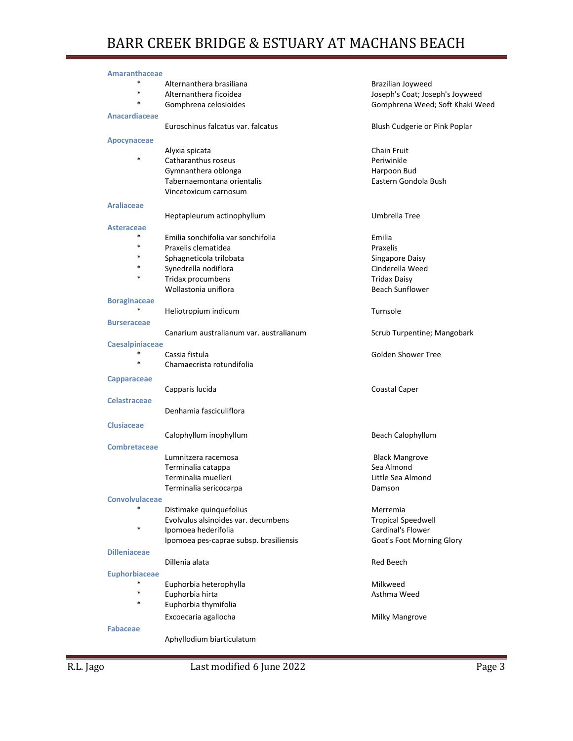| | Species | Common Name |
|---|---|---|
| **Amaranthaceae** | | |
| * | Alternanthera brasiliana | Brazilian Joyweed |
| * | Alternanthera ficoidea | Joseph's Coat; Joseph's Joyweed |
| * | Gomphrena celosioides | Gomphrena Weed; Soft Khaki Weed |
| **Anacardiaceae** | | |
| | Euroschinus falcatus var. falcatus | Blush Cudgerie or Pink Poplar |
| **Apocynaceae** | | |
| | Alyxia spicata | Chain Fruit |
| * | Catharanthus roseus | Periwinkle |
| | Gymnanthera oblonga | Harpoon Bud |
| | Tabernaemontana orientalis | Eastern Gondola Bush |
| | Vincetoxicum carnosum | |
| **Araliaceae** | | |
| | Heptapleurum actinophyllum | Umbrella Tree |
| **Asteraceae** | | |
| * | Emilia sonchifolia var sonchifolia | Emilia |
| * | Praxelis clematidea | Praxelis |
| * | Sphagneticola trilobata | Singapore Daisy |
| * | Synedrella nodiflora | Cinderella Weed |
| * | Tridax procumbens | Tridax Daisy |
| | Wollastonia uniflora | Beach Sunflower |
| **Boraginaceae** | | |
| * | Heliotropium indicum | Turnsole |
| **Burseraceae** | | |
| | Canarium australianum var. australianum | Scrub Turpentine; Mangobark |
| **Caesalpiniaceae** | | |
| * | Cassia fistula | Golden Shower Tree |
| * | Chamaecrista rotundifolia | |
| **Capparaceae** | | |
| | Capparis lucida | Coastal Caper |
| **Celastraceae** | | |
| | Denhamia fasciculiflora | |
| **Clusiaceae** | | |
| | Calophyllum inophyllum | Beach Calophyllum |
| **Combretaceae** | | |
| | Lumnitzera racemosa | Black Mangrove |
| | Terminalia catappa | Sea Almond |
| | Terminalia muelleri | Little Sea Almond |
| | Terminalia sericocarpa | Damson |
| **Convolvulaceae** | | |
| * | Distimake quinquefolius | Merremia |
| | Evolvulus alsinoides var. decumbens | Tropical Speedwell |
| * | Ipomoea hederifolia | Cardinal's Flower |
| | Ipomoea pes-caprae subsp. brasiliensis | Goat's Foot Morning Glory |
| **Dilleniaceae** | | |
| | Dillenia alata | Red Beech |
| **Euphorbiaceae** | | |
| * | Euphorbia heterophylla | Milkweed |
| * | Euphorbia hirta | Asthma Weed |
| * | Euphorbia thymifolia | |
| | Excoecaria agallocha | Milky Mangrove |
| **Fabaceae** | | |
| | Aphyllodium biarticulatum | |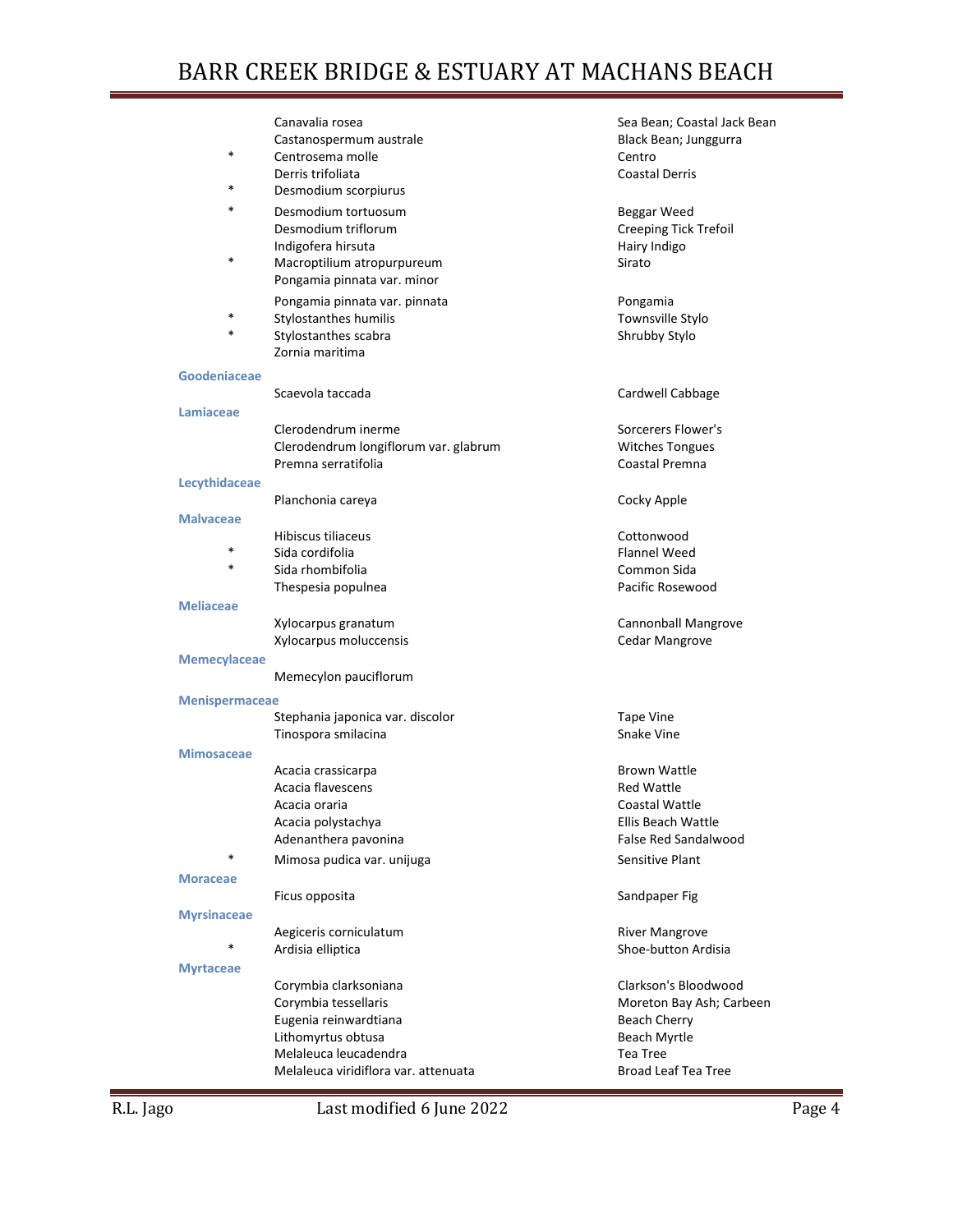| | Species | Common Name |
|---|---|---|
| | Canavalia rosea | Sea Bean; Coastal Jack Bean |
| | Castanospermum australe | Black Bean; Junggurra |
| * | Centrosema molle | Centro |
| | Derris trifoliata | Coastal Derris |
| * | Desmodium scorpiurus | |
| * | Desmodium tortuosum | Beggar Weed |
| | Desmodium triflorum | Creeping Tick Trefoil |
| | Indigofera hirsuta | Hairy Indigo |
| * | Macroptilium atropurpureum | Sirato |
| | Pongamia pinnata var. minor | |
| | Pongamia pinnata var. pinnata | Pongamia |
| * | Stylosanthes humilis | Townsville Stylo |
| * | Stylosanthes scabra | Shrubby Stylo |
| | Zornia maritima | |
| **Goodeniaceae** | | |
| | Scaevola taccada | Cardwell Cabbage |
| **Lamiaceae** | | |
| | Clerodendrum inerme | Sorcerers Flower's |
| | Clerodendrum longiflorum var. glabrum | Witches Tongues |
| | Premna serratifolia | Coastal Premna |
| **Lecythidaceae** | | |
| | Planchonia careya | Cocky Apple |
| **Malvaceae** | | |
| | Hibiscus tiliaceus | Cottonwood |
| * | Sida cordifolia | Flannel Weed |
| * | Sida rhombifolia | Common Sida |
| | Thespesia populnea | Pacific Rosewood |
| **Meliaceae** | | |
| | Xylocarpus granatum | Cannonball Mangrove |
| | Xylocarpus moluccensis | Cedar Mangrove |
| **Memecylaceae** | | |
| | Memecylon pauciflorum | |
| **Menispermaceae** | | |
| | Stephania japonica var. discolor | Tape Vine |
| | Tinospora smilacina | Snake Vine |
| **Mimosaceae** | | |
| | Acacia crassicarpa | Brown Wattle |
| | Acacia flavescens | Red Wattle |
| | Acacia oraria | Coastal Wattle |
| | Acacia polystachya | Ellis Beach Wattle |
| | Adenanthera pavonina | False Red Sandalwood |
| * | Mimosa pudica var. unijuga | Sensitive Plant |
| **Moraceae** | | |
| | Ficus opposita | Sandpaper Fig |
| **Myrsinaceae** | | |
| | Aegiceris corniculatum | River Mangrove |
| * | Ardisia elliptica | Shoe-button Ardisia |
| **Myrtaceae** | | |
| | Corymbia clarksoniana | Clarkson's Bloodwood |
| | Corymbia tessellaris | Moreton Bay Ash; Carbeen |
| | Eugenia reinwardtiana | Beach Cherry |
| | Lithomyrtus obtusa | Beach Myrtle |
| | Melaleuca leucadendra | Tea Tree |
| | Melaleuca viridiflora var. attenuata | Broad Leaf Tea Tree |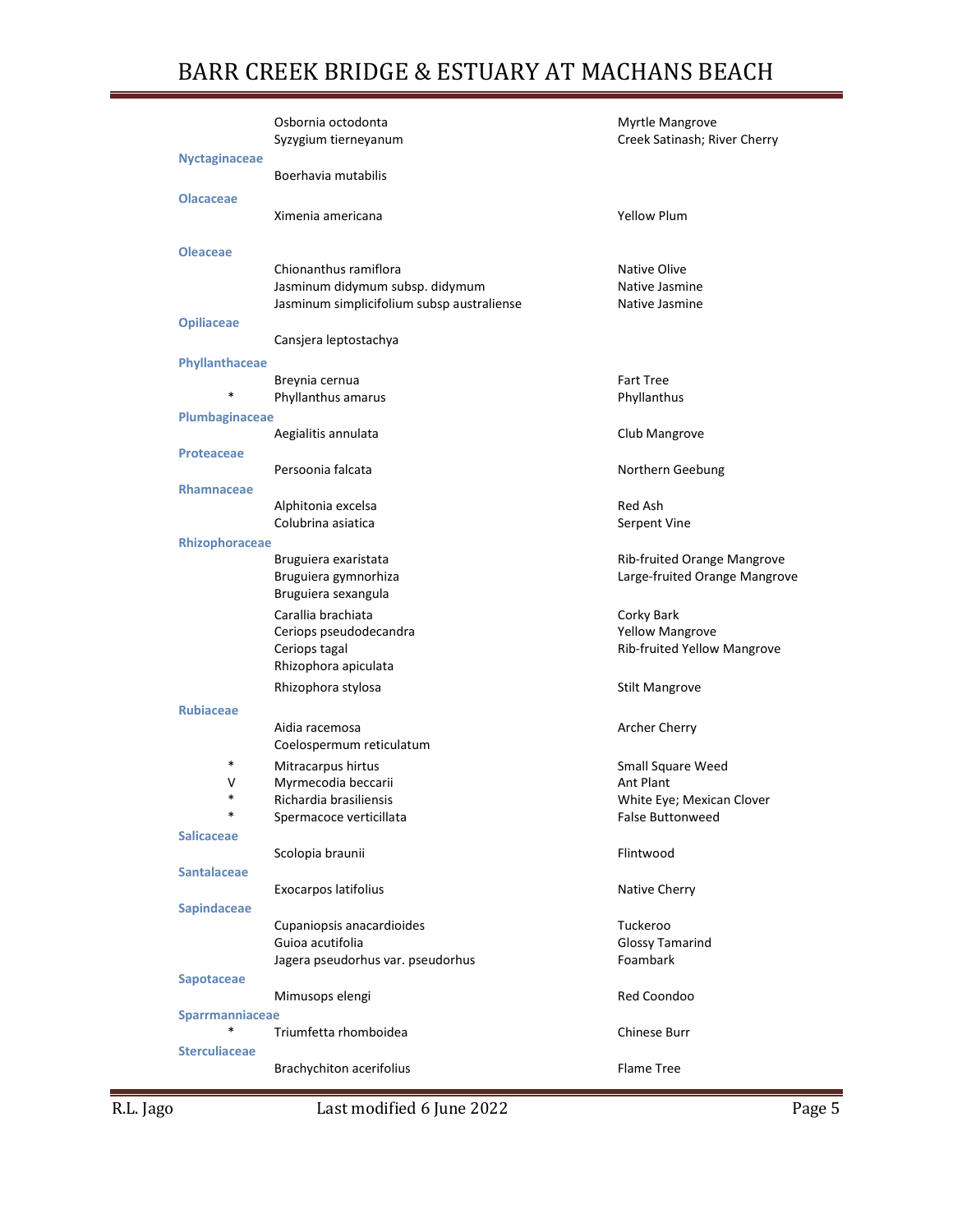| Family | Status | Species | Common Name |
|---|---|---|---|
| | | Osbornia octodonta | Myrtle Mangrove |
| | | Syzygium tierneyanum | Creek Satinash; River Cherry |
| **Nyctaginaceae** | | | |
| | | Boerhavia mutabilis | |
| **Olacaceae** | | | |
| | | Ximenia americana | Yellow Plum |
| **Oleaceae** | | | |
| | | Chionanthus ramiflora | Native Olive |
| | | Jasminum didymum subsp. didymum | Native Jasmine |
| | | Jasminum simplicifolium subsp australiense | Native Jasmine |
| **Opiliaceae** | | | |
| | | Cansjera leptostachya | |
| **Phyllanthaceae** | | | |
| | | Breynia cernua | Fart Tree |
| | * | Phyllanthus amarus | Phyllanthus |
| **Plumbaginaceae** | | | |
| | | Aegialitis annulata | Club Mangrove |
| **Proteaceae** | | | |
| | | Persoonia falcata | Northern Geebung |
| **Rhamnaceae** | | | |
| | | Alphitonia excelsa | Red Ash |
| | | Colubrina asiatica | Serpent Vine |
| **Rhizophoraceae** | | | |
| | | Bruguiera exaristata | Rib-fruited Orange Mangrove |
| | | Bruguiera gymnorhiza | Large-fruited Orange Mangrove |
| | | Bruguiera sexangula | |
| | | Carallia brachiata | Corky Bark |
| | | Ceriops pseudodecandra | Yellow Mangrove |
| | | Ceriops tagal | Rib-fruited Yellow Mangrove |
| | | Rhizophora apiculata | |
| | | Rhizophora stylosa | Stilt Mangrove |
| **Rubiaceae** | | | |
| | | Aidia racemosa | Archer Cherry |
| | | Coelospermum reticulatum | |
| | * | Mitracarpus hirtus | Small Square Weed |
| | V | Myrmecodia beccarii | Ant Plant |
| | * | Richardia brasiliensis | White Eye; Mexican Clover |
| | * | Spermacoce verticillata | False Buttonweed |
| **Salicaceae** | | | |
| | | Scolopia braunii | Flintwood |
| **Santalaceae** | | | |
| | | Exocarpos latifolius | Native Cherry |
| **Sapindaceae** | | | |
| | | Cupaniopsis anacardioides | Tuckeroo |
| | | Guioa acutifolia | Glossy Tamarind |
| | | Jagera pseudorhus var. pseudorhus | Foambark |
| **Sapotaceae** | | | |
| | | Mimusops elengi | Red Coondoo |
| **Sparrmanniaceae** | | | |
| | * | Triumfetta rhomboidea | Chinese Burr |
| **Sterculiaceae** | | | |
| | | Brachychiton acerifolius | Flame Tree |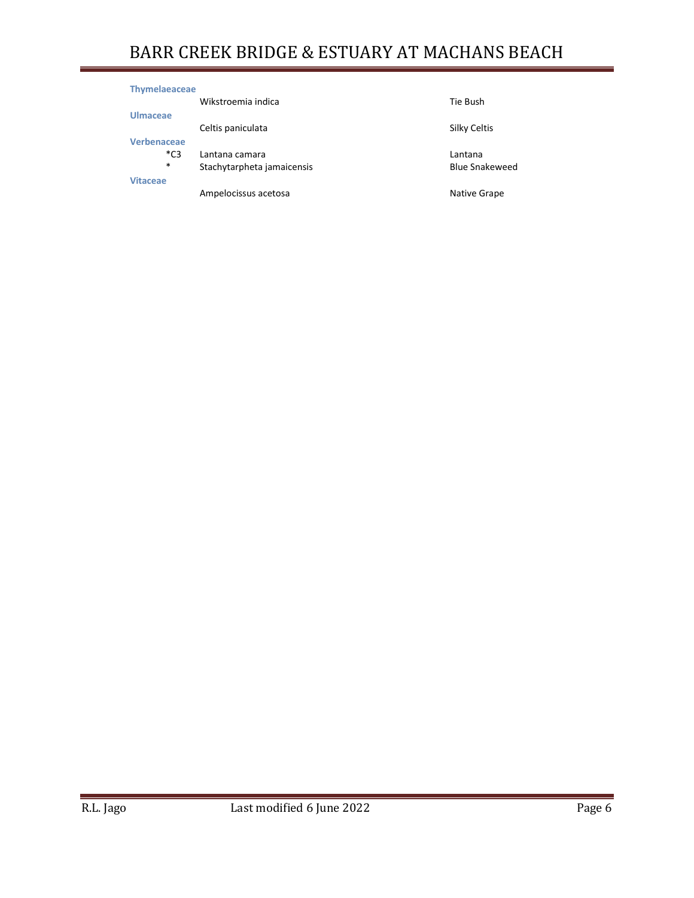| | | | |
|---|---|---|---|
| **Thymelaeaceae** | | | |
| | | Wikstroemia indica | Tie Bush |
| **Ulmaceae** | | | |
| | | Celtis paniculata | Silky Celtis |
| **Verbenaceae** | | | |
| | *C3 | Lantana camara | Lantana |
| | * | Stachytarpheta jamaicensis | Blue Snakeweed |
| **Vitaceae** | | | |
| | | Ampelocissus acetosa | Native Grape |